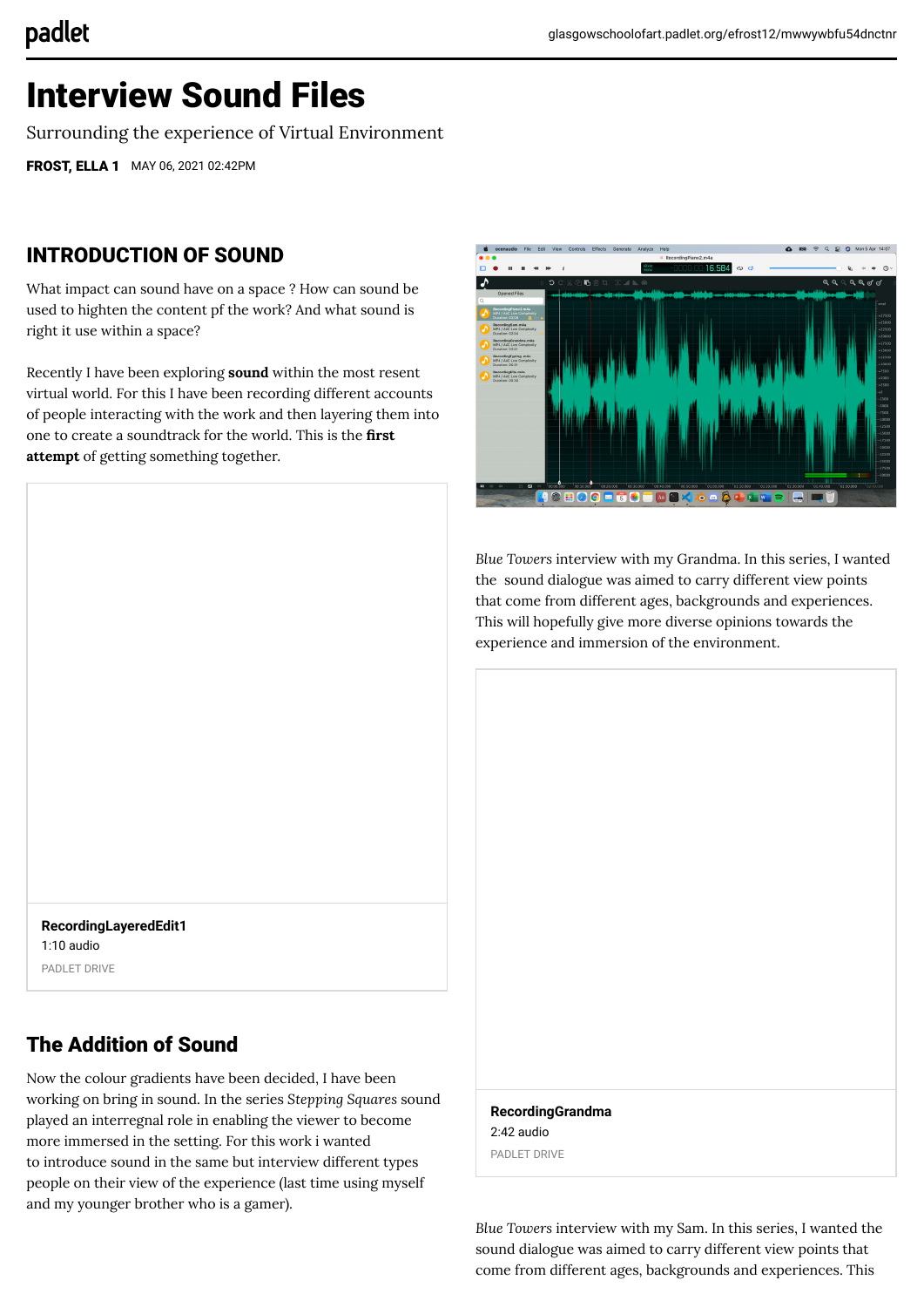# Interview Sound Files

Surrounding the experience of Virtual Environment

**FROST, ELLA 1** MAY 06, 2021 02:42PM

## INTRODUCTION OF SOUND

What impact can sound have on a space ? How can sound be used to highten the content pf the work? And what sound is right it use within a space?

Recently I have been exploring **sound** within the most resent virtual world. For this I have been recording different accounts of people interacting with the work and then layering them into one to create a soundtrack for the world. This is the **first attempt** of getting something together.

**RecordingLayeredEdit1**
1:10 audio
PADLET DRIVE

## The Addition of Sound

Now the colour gradients have been decided, I have been working on bring in sound. In the series *Stepping Squares* sound played an interregnal role in enabling the viewer to become more immersed in the setting. For this work i wanted to introduce sound in the same but interview different types people on their view of the experience (last time using myself and my younger brother who is a gamer).

*Blue Towers* interview with my Grandma. In this series, I wanted the sound dialogue was aimed to carry different view points that come from different ages, backgrounds and experiences. This will hopefully give more diverse opinions towards the experience and immersion of the environment.

**RecordingGrandma**
2:42 audio
PADLET DRIVE

*Blue Towers* interview with my Sam. In this series, I wanted the sound dialogue was aimed to carry different view points that come from different ages, backgrounds and experiences. This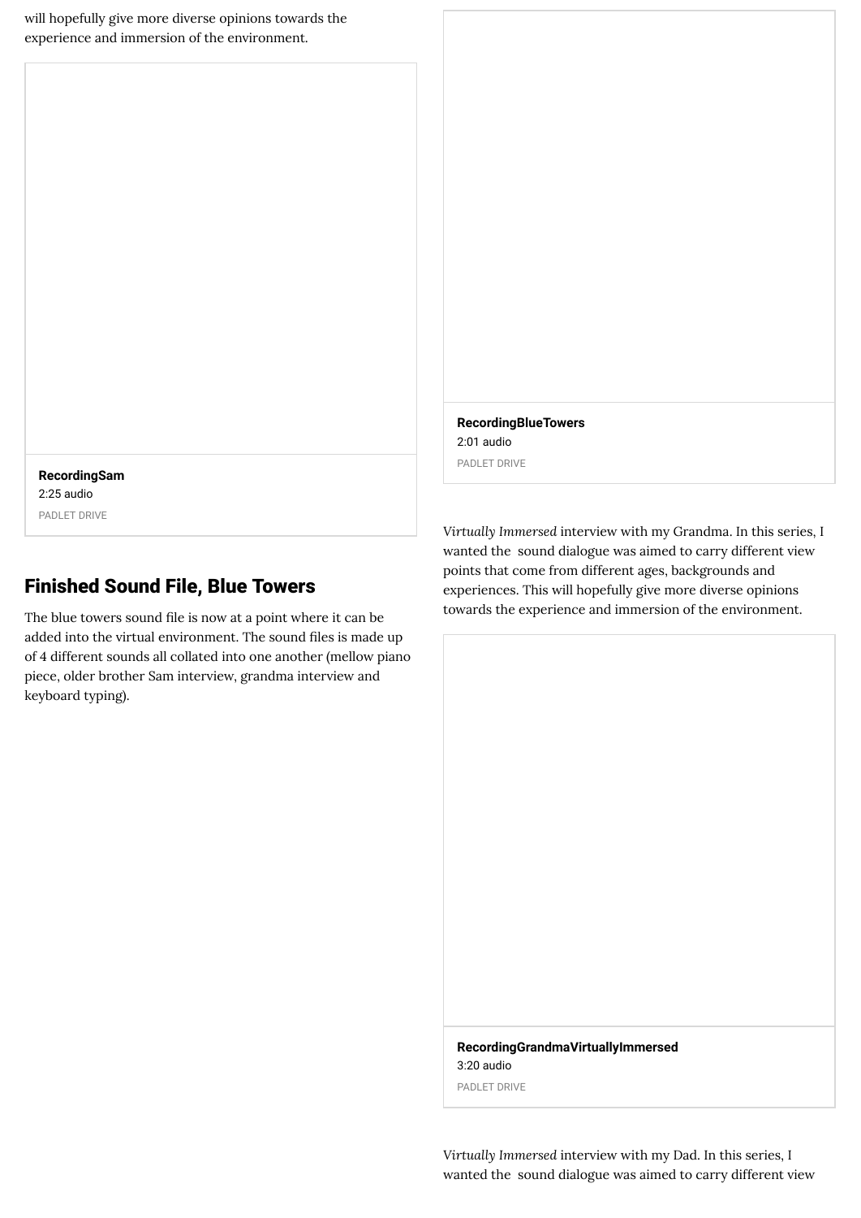will hopefully give more diverse opinions towards the experience and immersion of the environment.

**RecordingSam**
2:25 audio
PADLET DRIVE

## Finished Sound File, Blue Towers

The blue towers sound file is now at a point where it can be added into the virtual environment. The sound files is made up of 4 different sounds all collated into one another (mellow piano piece, older brother Sam interview, grandma interview and keyboard typing).

**RecordingBlueTowers**
2:01 audio
PADLET DRIVE

*Virtually Immersed* interview with my Grandma. In this series, I wanted the  sound dialogue was aimed to carry different view points that come from different ages, backgrounds and experiences. This will hopefully give more diverse opinions towards the experience and immersion of the environment.

**RecordingGrandmaVirtuallyImmersed**
3:20 audio
PADLET DRIVE

*Virtually Immersed* interview with my Dad. In this series, I wanted the  sound dialogue was aimed to carry different view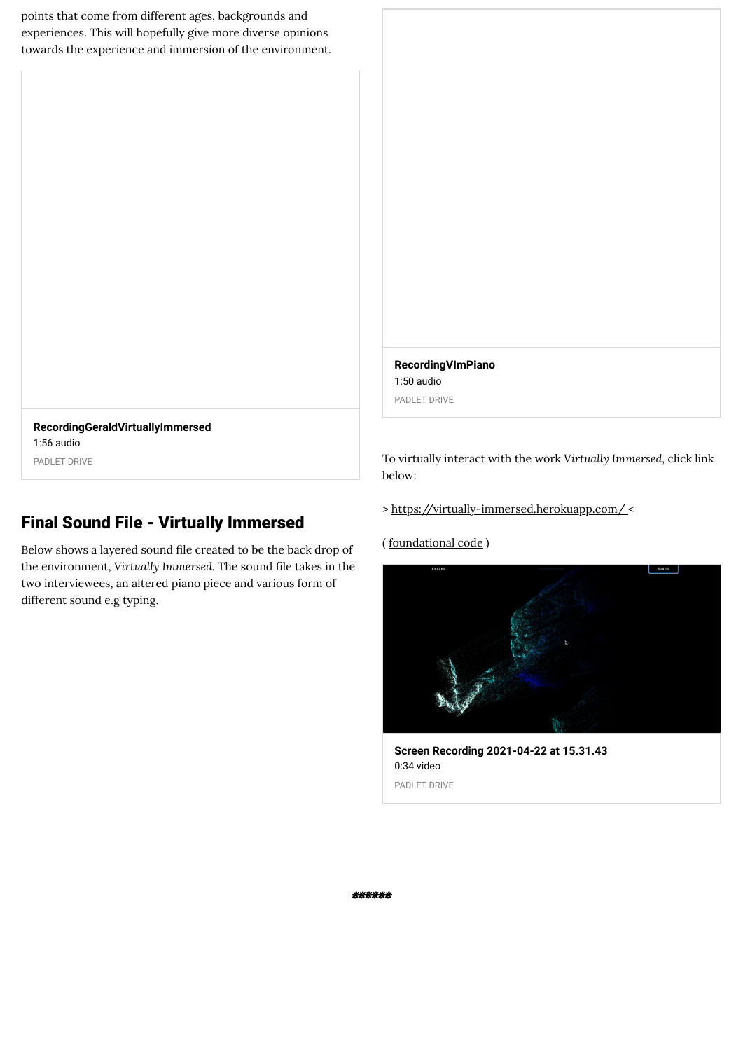points that come from different ages, backgrounds and experiences. This will hopefully give more diverse opinions towards the experience and immersion of the environment.

**RecordingGeraldVirtuallyImmersed**
1:56 audio
PADLET DRIVE

## Final Sound File - Virtually Immersed

Below shows a layered sound file created to be the back drop of the environment, *Virtually Immersed.* The sound file takes in the two interviewees, an altered piano piece and various form of different sound e.g typing.

**RecordingVImPiano**
1:50 audio
PADLET DRIVE

To virtually interact with the work *Virtually Immersed*, click link below:

> https://virtually-immersed.herokuapp.com/ <

( foundational code )

**Screen Recording 2021-04-22 at 15.31.43**
0:34 video
PADLET DRIVE

******